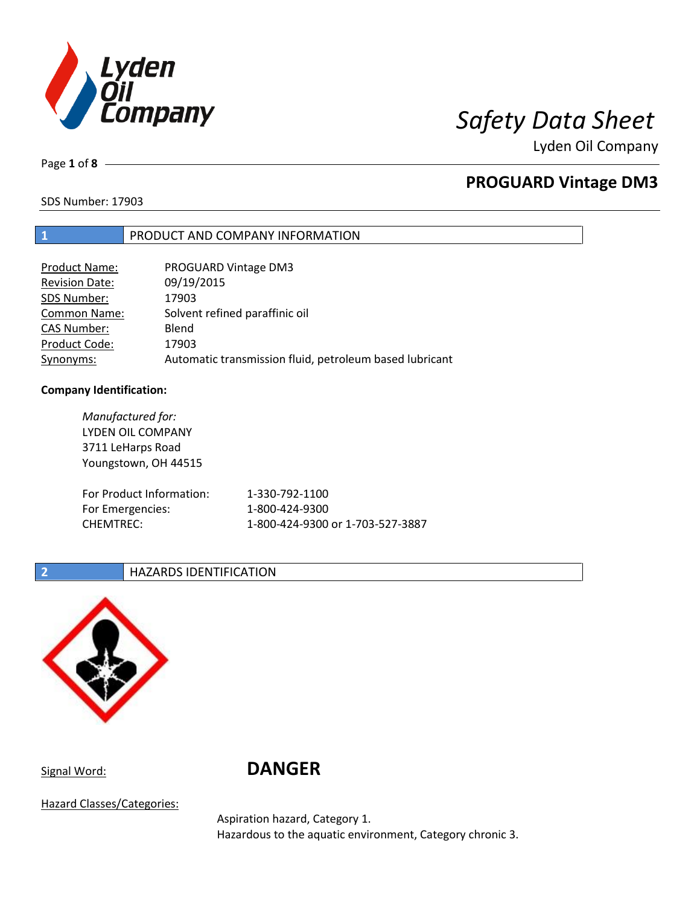# Safety Data Sheet

Lyden Oil Company

## PROGUARD Vintage DM3

SDS Number: 17903

## 1 PRODUCT AND COMPANY INFORMATION

| | |
|---|---|
| Product Name: | PROGUARD Vintage DM3 |
| Revision Date: | 09/19/2015 |
| SDS Number: | 17903 |
| Common Name: | Solvent refined paraffinic oil |
| CAS Number: | Blend |
| Product Code: | 17903 |
| Synonyms: | Automatic transmission fluid, petroleum based lubricant |

**Company Identification:**

*Manufactured for:*
LYDEN OIL COMPANY
3711 LeHarps Road
Youngstown, OH 44515

| | |
|---|---|
| For Product Information: | 1-330-792-1100 |
| For Emergencies: | 1-800-424-9300 |
| CHEMTREC: | 1-800-424-9300 or 1-703-527-3887 |

## 2 HAZARDS IDENTIFICATION

Signal Word: **DANGER**

Hazard Classes/Categories:

Aspiration hazard, Category 1.
Hazardous to the aquatic environment, Category chronic 3.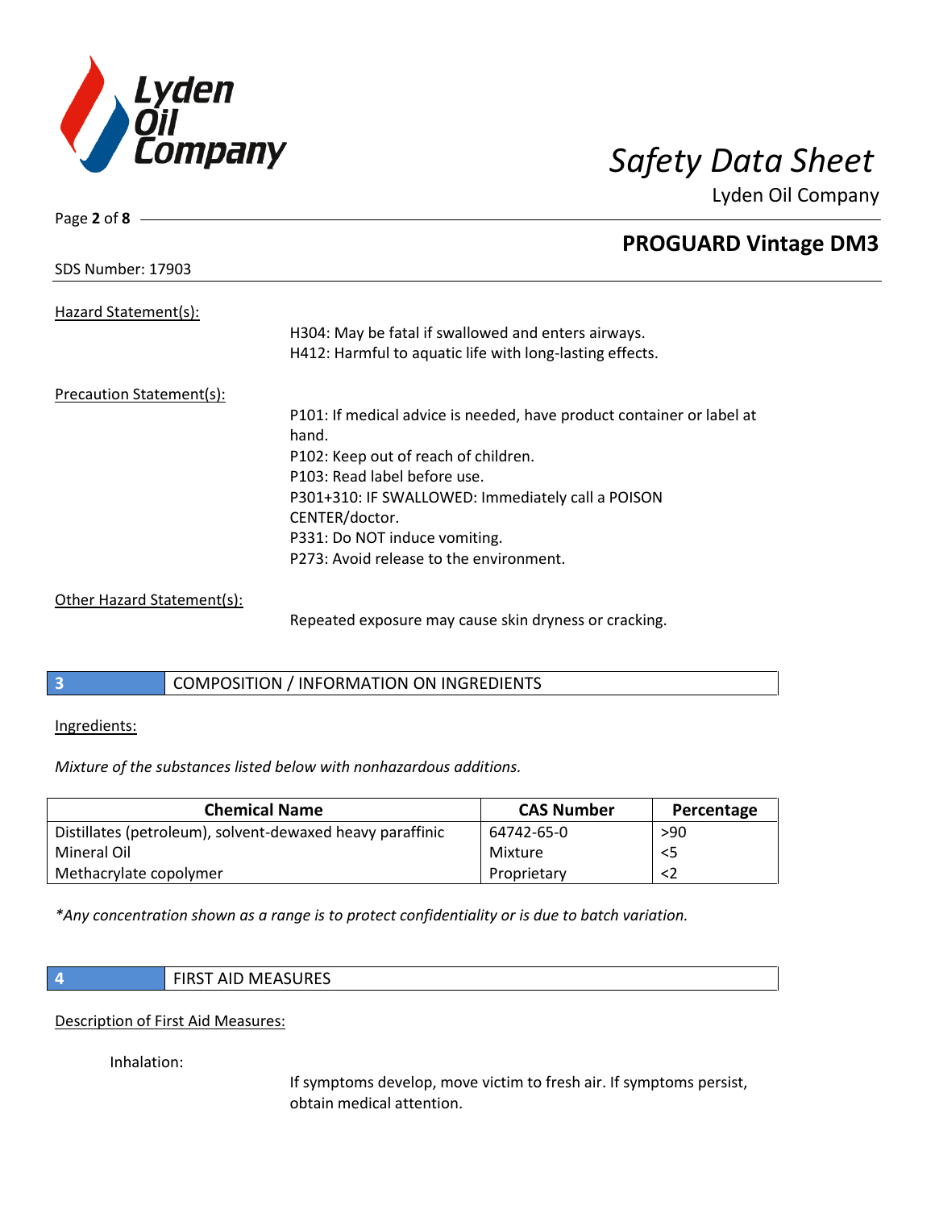Hazard Statement(s):

H304: May be fatal if swallowed and enters airways.
H412: Harmful to aquatic life with long-lasting effects.

Precaution Statement(s):

P101: If medical advice is needed, have product container or label at hand.
P102: Keep out of reach of children.
P103: Read label before use.
P301+310: IF SWALLOWED: Immediately call a POISON CENTER/doctor.
P331: Do NOT induce vomiting.
P273: Avoid release to the environment.

Other Hazard Statement(s):

Repeated exposure may cause skin dryness or cracking.

## 3 COMPOSITION / INFORMATION ON INGREDIENTS

Ingredients:

*Mixture of the substances listed below with nonhazardous additions.*

| Chemical Name | CAS Number | Percentage |
|---|---|---|
| Distillates (petroleum), solvent-dewaxed heavy paraffinic | 64742-65-0 | >90 |
| Mineral Oil | Mixture | <5 |
| Methacrylate copolymer | Proprietary | <2 |

*\*Any concentration shown as a range is to protect confidentiality or is due to batch variation.*

## 4 FIRST AID MEASURES

Description of First Aid Measures:

Inhalation:

If symptoms develop, move victim to fresh air. If symptoms persist, obtain medical attention.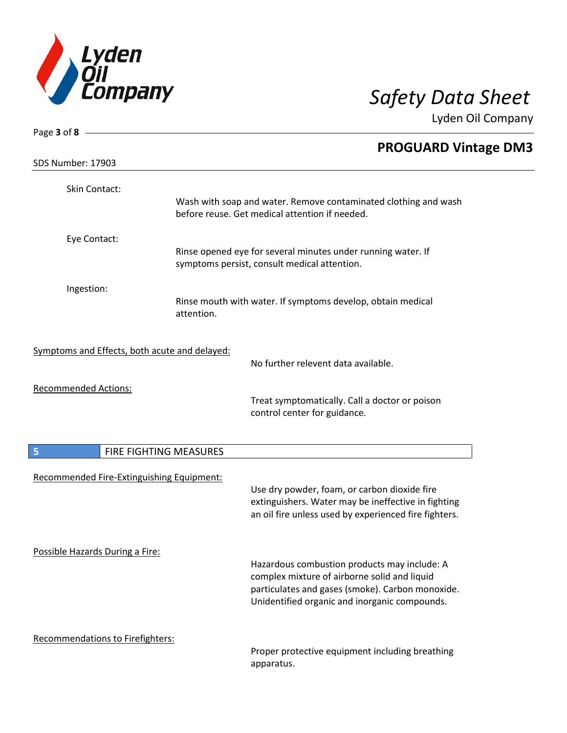Skin Contact:

Wash with soap and water. Remove contaminated clothing and wash before reuse. Get medical attention if needed.

Eye Contact:

Rinse opened eye for several minutes under running water. If symptoms persist, consult medical attention.

Ingestion:

Rinse mouth with water. If symptoms develop, obtain medical attention.

Symptoms and Effects, both acute and delayed:

No further relevent data available.

Recommended Actions:

Treat symptomatically. Call a doctor or poison control center for guidance.

## 5 FIRE FIGHTING MEASURES

Recommended Fire-Extinguishing Equipment:

Use dry powder, foam, or carbon dioxide fire extinguishers. Water may be ineffective in fighting an oil fire unless used by experienced fire fighters.

Possible Hazards During a Fire:

Hazardous combustion products may include: A complex mixture of airborne solid and liquid particulates and gases (smoke). Carbon monoxide. Unidentified organic and inorganic compounds.

Recommendations to Firefighters:

Proper protective equipment including breathing apparatus.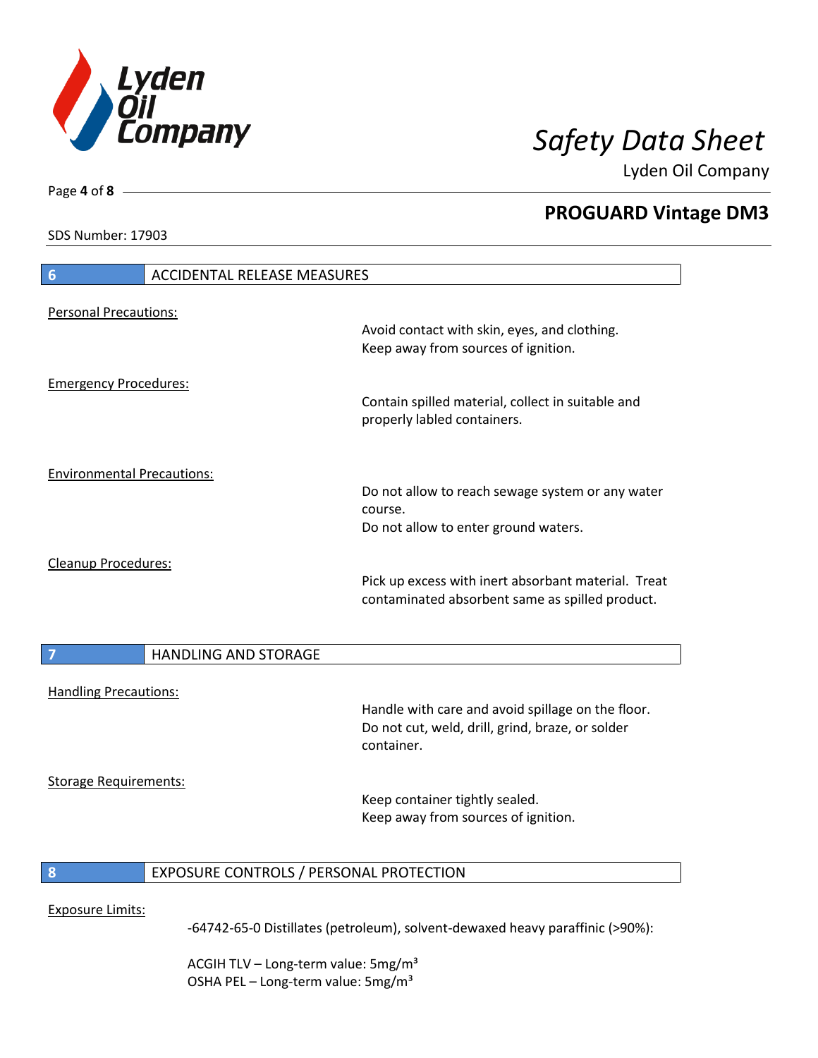## 6 ACCIDENTAL RELEASE MEASURES

Personal Precautions:

Avoid contact with skin, eyes, and clothing.
Keep away from sources of ignition.

Emergency Procedures:

Contain spilled material, collect in suitable and properly labled containers.

Environmental Precautions:

Do not allow to reach sewage system or any water course.
Do not allow to enter ground waters.

Cleanup Procedures:

Pick up excess with inert absorbant material. Treat contaminated absorbent same as spilled product.

## 7 HANDLING AND STORAGE

Handling Precautions:

Handle with care and avoid spillage on the floor.
Do not cut, weld, drill, grind, braze, or solder container.

Storage Requirements:

Keep container tightly sealed.
Keep away from sources of ignition.

## 8 EXPOSURE CONTROLS / PERSONAL PROTECTION

Exposure Limits:

-64742-65-0 Distillates (petroleum), solvent-dewaxed heavy paraffinic (>90%):

ACGIH TLV – Long-term value: 5mg/m³
OSHA PEL – Long-term value: 5mg/m³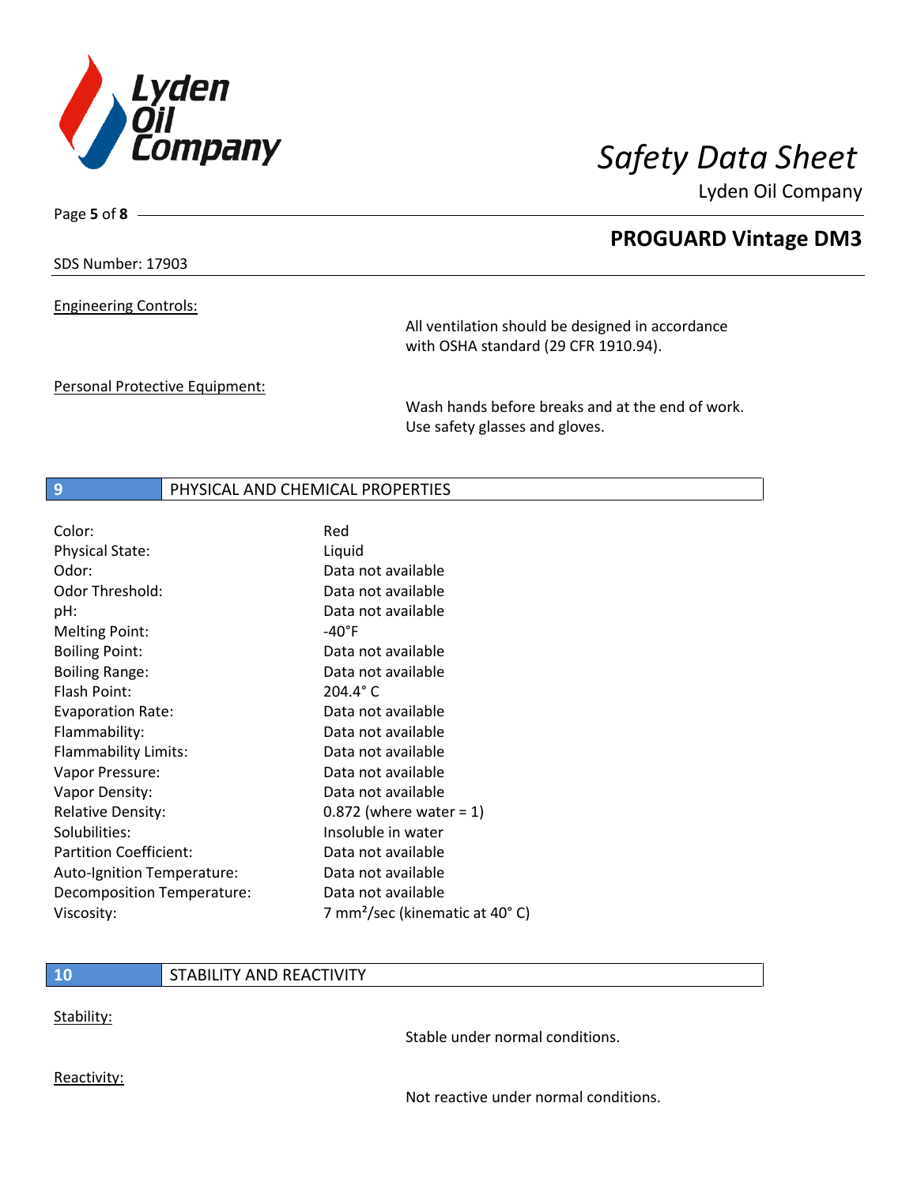SDS Number: 17903

Engineering Controls:

All ventilation should be designed in accordance with OSHA standard (29 CFR 1910.94).

Personal Protective Equipment:

Wash hands before breaks and at the end of work. Use safety glasses and gloves.

## 9 PHYSICAL AND CHEMICAL PROPERTIES

| | |
|---|---|
| Color: | Red |
| Physical State: | Liquid |
| Odor: | Data not available |
| Odor Threshold: | Data not available |
| pH: | Data not available |
| Melting Point: | -40°F |
| Boiling Point: | Data not available |
| Boiling Range: | Data not available |
| Flash Point: | 204.4° C |
| Evaporation Rate: | Data not available |
| Flammability: | Data not available |
| Flammability Limits: | Data not available |
| Vapor Pressure: | Data not available |
| Vapor Density: | Data not available |
| Relative Density: | 0.872 (where water = 1) |
| Solubilities: | Insoluble in water |
| Partition Coefficient: | Data not available |
| Auto-Ignition Temperature: | Data not available |
| Decomposition Temperature: | Data not available |
| Viscosity: | 7 $mm^2$/sec (kinematic at 40° C) |

## 10 STABILITY AND REACTIVITY

Stability:

Stable under normal conditions.

Reactivity:

Not reactive under normal conditions.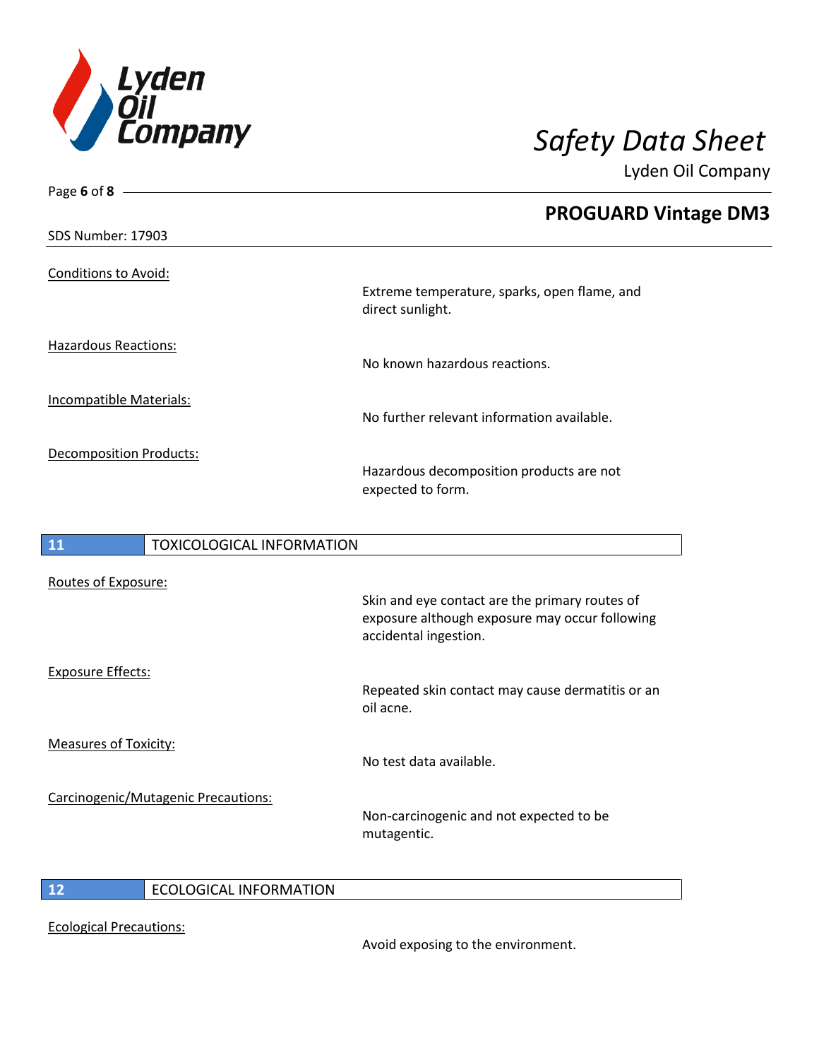Conditions to Avoid:

Extreme temperature, sparks, open flame, and direct sunlight.

Hazardous Reactions:

No known hazardous reactions.

Incompatible Materials:

No further relevant information available.

Decomposition Products:

Hazardous decomposition products are not expected to form.

## 11 TOXICOLOGICAL INFORMATION

Routes of Exposure:

Skin and eye contact are the primary routes of exposure although exposure may occur following accidental ingestion.

Exposure Effects:

Repeated skin contact may cause dermatitis or an oil acne.

Measures of Toxicity:

No test data available.

Carcinogenic/Mutagenic Precautions:

Non-carcinogenic and not expected to be mutagentic.

## 12 ECOLOGICAL INFORMATION

Ecological Precautions:

Avoid exposing to the environment.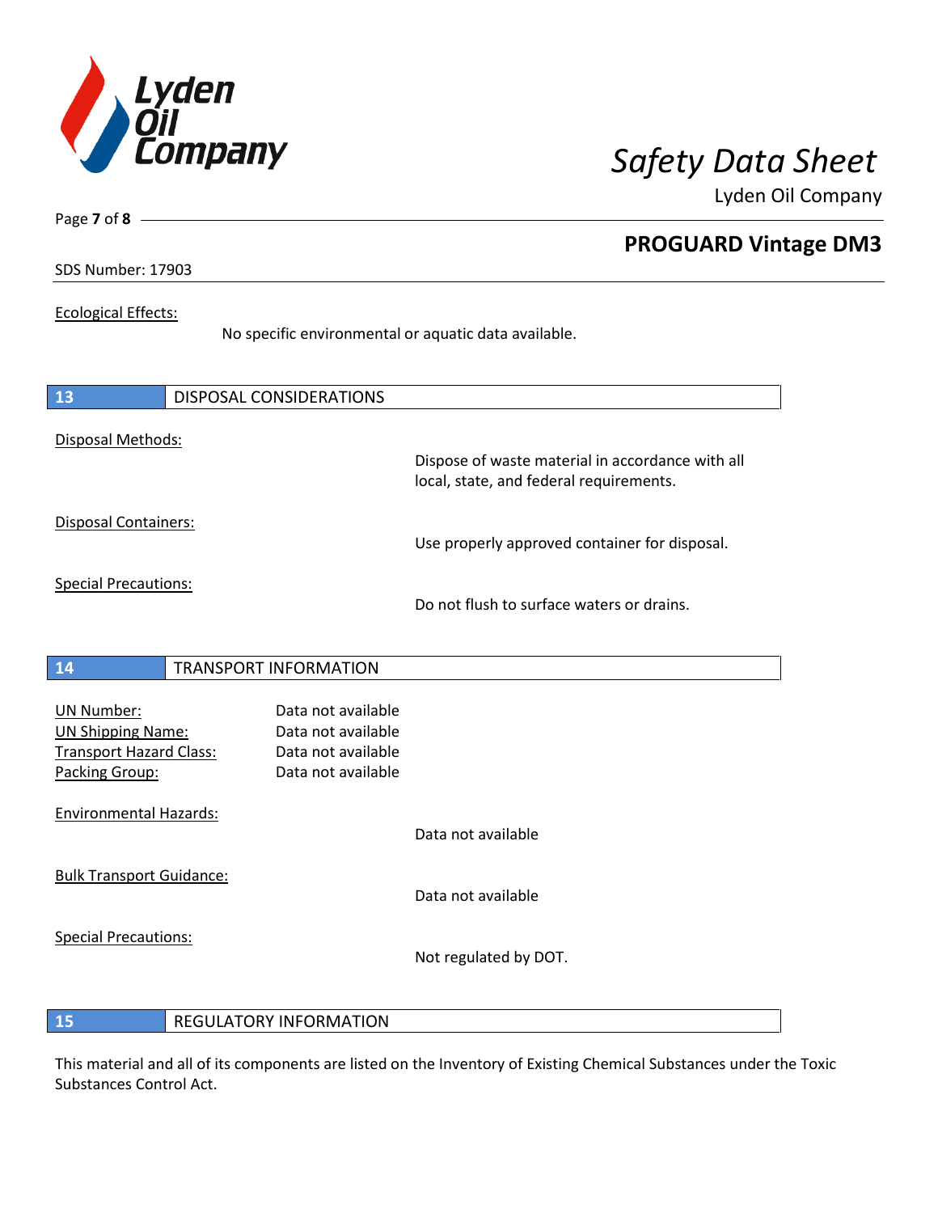Ecological Effects:

No specific environmental or aquatic data available.

## 13 DISPOSAL CONSIDERATIONS

Disposal Methods:

Dispose of waste material in accordance with all local, state, and federal requirements.

Disposal Containers:

Use properly approved container for disposal.

Special Precautions:

Do not flush to surface waters or drains.

## 14 TRANSPORT INFORMATION

UN Number: Data not available
UN Shipping Name: Data not available
Transport Hazard Class: Data not available
Packing Group: Data not available

Environmental Hazards:

Data not available

Bulk Transport Guidance:

Data not available

Special Precautions:

Not regulated by DOT.

## 15 REGULATORY INFORMATION

This material and all of its components are listed on the Inventory of Existing Chemical Substances under the Toxic Substances Control Act.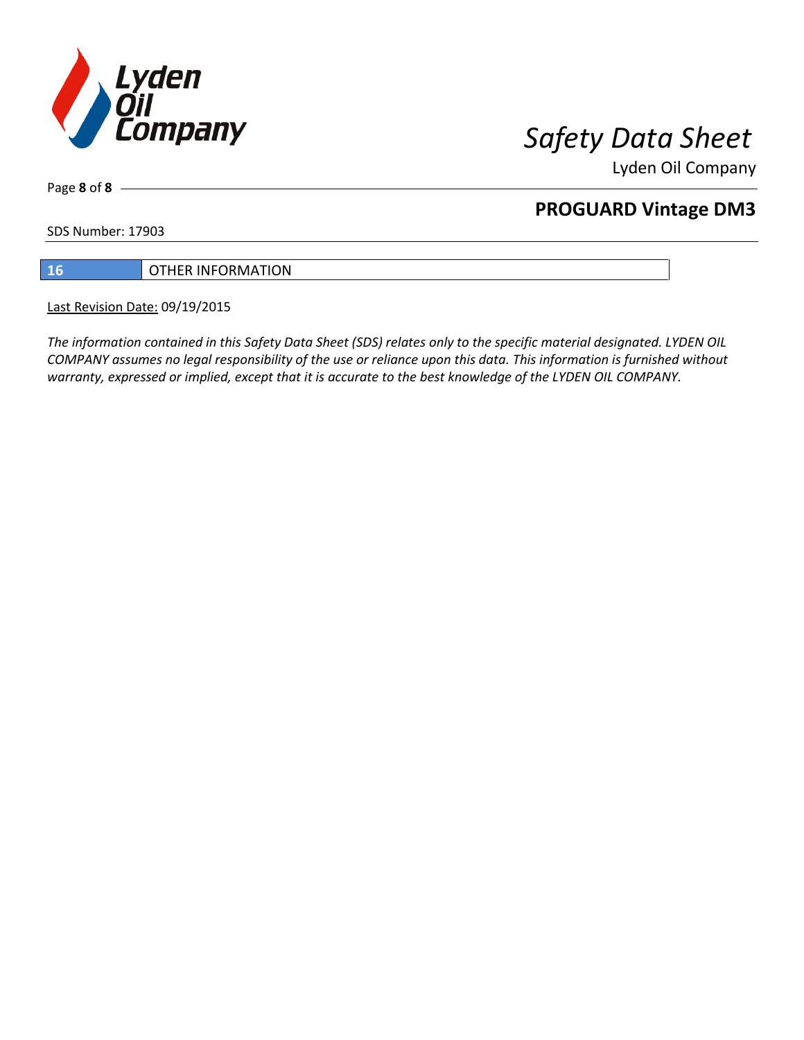## 16 OTHER INFORMATION

Last Revision Date: 09/19/2015

*The information contained in this Safety Data Sheet (SDS) relates only to the specific material designated. LYDEN OIL COMPANY assumes no legal responsibility of the use or reliance upon this data. This information is furnished without warranty, expressed or implied, except that it is accurate to the best knowledge of the LYDEN OIL COMPANY.*